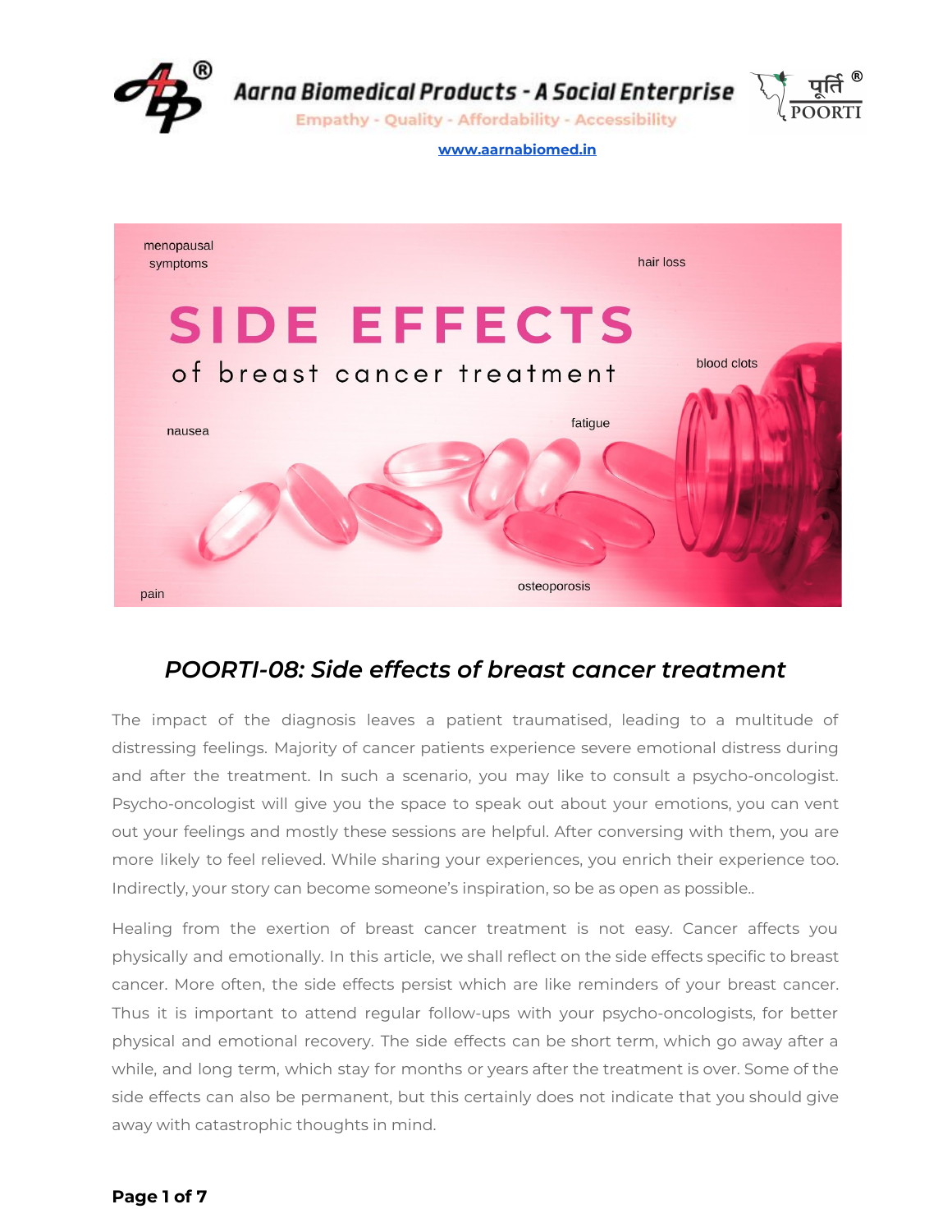# Aarna Biomedical Products - A Social Enterprise

Empathy - Quality - Affordability - Accessibility

[www.aarnabiomed.in](http://www.aarnabiomed.in)

## *POORTI-08: Side effects of breast cancer treatment*

The impact of the diagnosis leaves a patient traumatised, leading to a multitude of distressing feelings. Majority of cancer patients experience severe emotional distress during and after the treatment. In such a scenario, you may like to consult a psycho-oncologist. Psycho-oncologist will give you the space to speak out about your emotions, you can vent out your feelings and mostly these sessions are helpful. After conversing with them, you are more likely to feel relieved. While sharing your experiences, you enrich their experience too. Indirectly, your story can become someone's inspiration, so be as open as possible..

Healing from the exertion of breast cancer treatment is not easy. Cancer affects you physically and emotionally. In this article, we shall reflect on the side effects specific to breast cancer. More often, the side effects persist which are like reminders of your breast cancer. Thus it is important to attend regular follow-ups with your psycho-oncologists, for better physical and emotional recovery. The side effects can be short term, which go away after a while, and long term, which stay for months or years after the treatment is over. Some of the side effects can also be permanent, but this certainly does not indicate that you should give away with catastrophic thoughts in mind.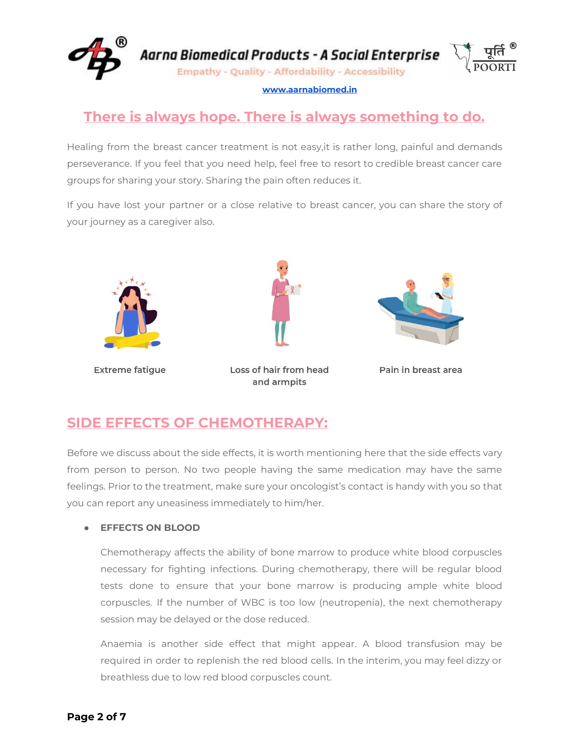## There is always hope. There is always something to do.

Healing from the breast cancer treatment is not easy,it is rather long, painful and demands perseverance. If you feel that you need help, feel free to resort to credible breast cancer care groups for sharing your story. Sharing the pain often reduces it.

If you have lost your partner or a close relative to breast cancer, you can share the story of your journey as a caregiver also.

Extreme fatigue

Loss of hair from head and armpits

Pain in breast area

## SIDE EFFECTS OF CHEMOTHERAPY:

Before we discuss about the side effects, it is worth mentioning here that the side effects vary from person to person. No two people having the same medication may have the same feelings. Prior to the treatment, make sure your oncologist's contact is handy with you so that you can report any uneasiness immediately to him/her.

- **EFFECTS ON BLOOD**

  Chemotherapy affects the ability of bone marrow to produce white blood corpuscles necessary for fighting infections. During chemotherapy, there will be regular blood tests done to ensure that your bone marrow is producing ample white blood corpuscles. If the number of WBC is too low (neutropenia), the next chemotherapy session may be delayed or the dose reduced.

  Anaemia is another side effect that might appear. A blood transfusion may be required in order to replenish the red blood cells. In the interim, you may feel dizzy or breathless due to low red blood corpuscles count.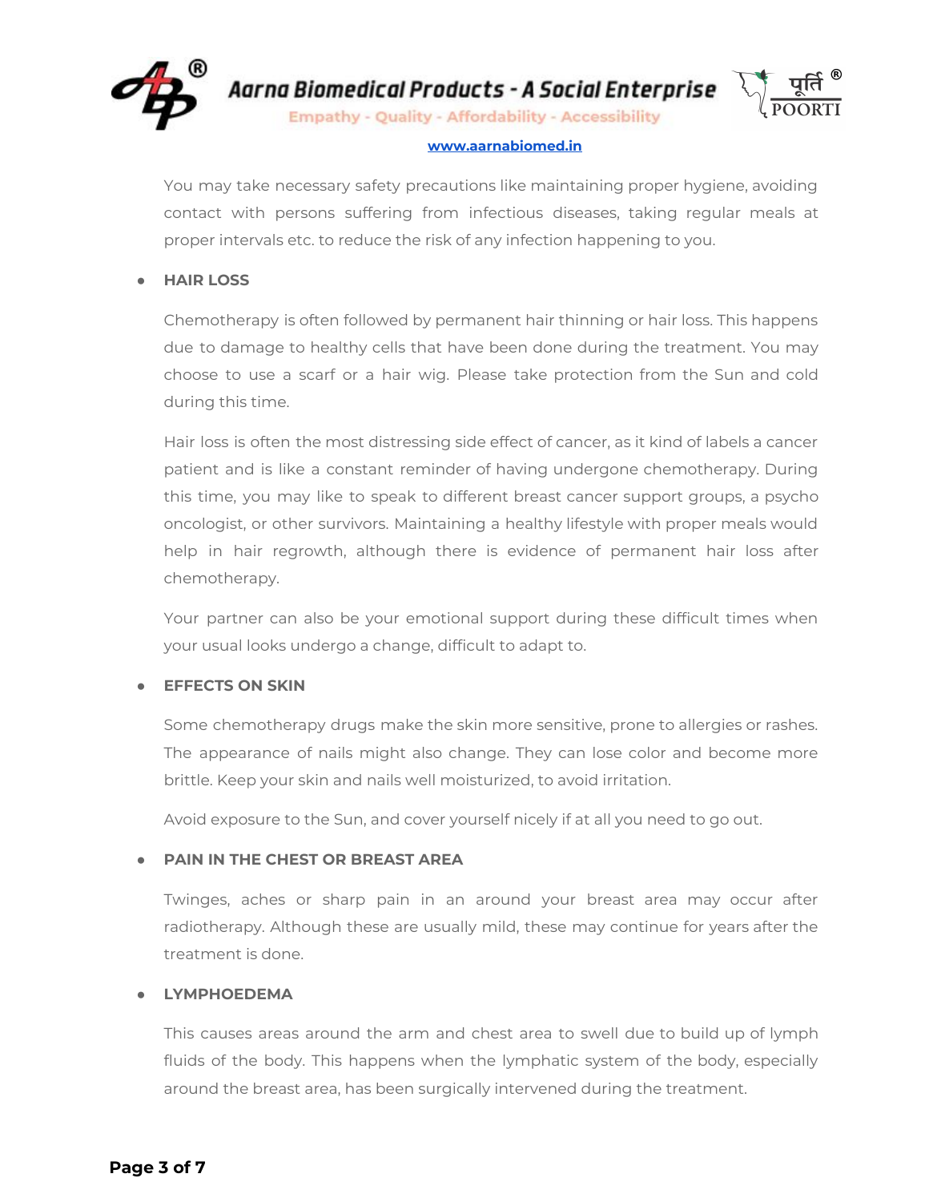You may take necessary safety precautions like maintaining proper hygiene, avoiding contact with persons suffering from infectious diseases, taking regular meals at proper intervals etc. to reduce the risk of any infection happening to you.

- **HAIR LOSS**

  Chemotherapy is often followed by permanent hair thinning or hair loss. This happens due to damage to healthy cells that have been done during the treatment. You may choose to use a scarf or a hair wig. Please take protection from the Sun and cold during this time.

  Hair loss is often the most distressing side effect of cancer, as it kind of labels a cancer patient and is like a constant reminder of having undergone chemotherapy. During this time, you may like to speak to different breast cancer support groups, a psycho oncologist, or other survivors. Maintaining a healthy lifestyle with proper meals would help in hair regrowth, although there is evidence of permanent hair loss after chemotherapy.

  Your partner can also be your emotional support during these difficult times when your usual looks undergo a change, difficult to adapt to.

- **EFFECTS ON SKIN**

  Some chemotherapy drugs make the skin more sensitive, prone to allergies or rashes. The appearance of nails might also change. They can lose color and become more brittle. Keep your skin and nails well moisturized, to avoid irritation.

  Avoid exposure to the Sun, and cover yourself nicely if at all you need to go out.

- **PAIN IN THE CHEST OR BREAST AREA**

  Twinges, aches or sharp pain in an around your breast area may occur after radiotherapy. Although these are usually mild, these may continue for years after the treatment is done.

- **LYMPHOEDEMA**

  This causes areas around the arm and chest area to swell due to build up of lymph fluids of the body. This happens when the lymphatic system of the body, especially around the breast area, has been surgically intervened during the treatment.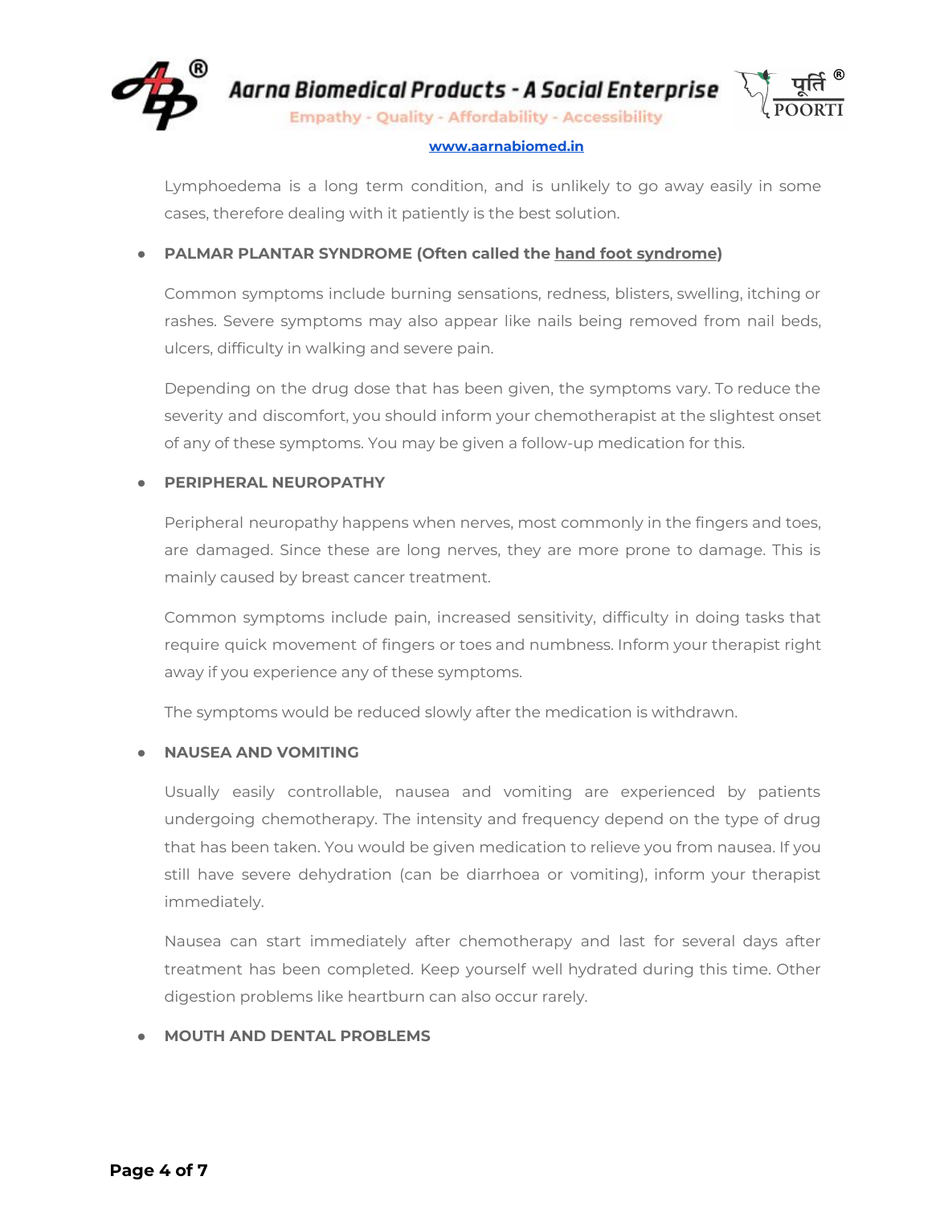Lymphoedema is a long term condition, and is unlikely to go away easily in some cases, therefore dealing with it patiently is the best solution.

- **PALMAR PLANTAR SYNDROME (Often called the hand foot syndrome)**

  Common symptoms include burning sensations, redness, blisters, swelling, itching or rashes. Severe symptoms may also appear like nails being removed from nail beds, ulcers, difficulty in walking and severe pain.

  Depending on the drug dose that has been given, the symptoms vary. To reduce the severity and discomfort, you should inform your chemotherapist at the slightest onset of any of these symptoms. You may be given a follow-up medication for this.

- **PERIPHERAL NEUROPATHY**

  Peripheral neuropathy happens when nerves, most commonly in the fingers and toes, are damaged. Since these are long nerves, they are more prone to damage. This is mainly caused by breast cancer treatment.

  Common symptoms include pain, increased sensitivity, difficulty in doing tasks that require quick movement of fingers or toes and numbness. Inform your therapist right away if you experience any of these symptoms.

  The symptoms would be reduced slowly after the medication is withdrawn.

- **NAUSEA AND VOMITING**

  Usually easily controllable, nausea and vomiting are experienced by patients undergoing chemotherapy. The intensity and frequency depend on the type of drug that has been taken. You would be given medication to relieve you from nausea. If you still have severe dehydration (can be diarrhoea or vomiting), inform your therapist immediately.

  Nausea can start immediately after chemotherapy and last for several days after treatment has been completed. Keep yourself well hydrated during this time. Other digestion problems like heartburn can also occur rarely.

- **MOUTH AND DENTAL PROBLEMS**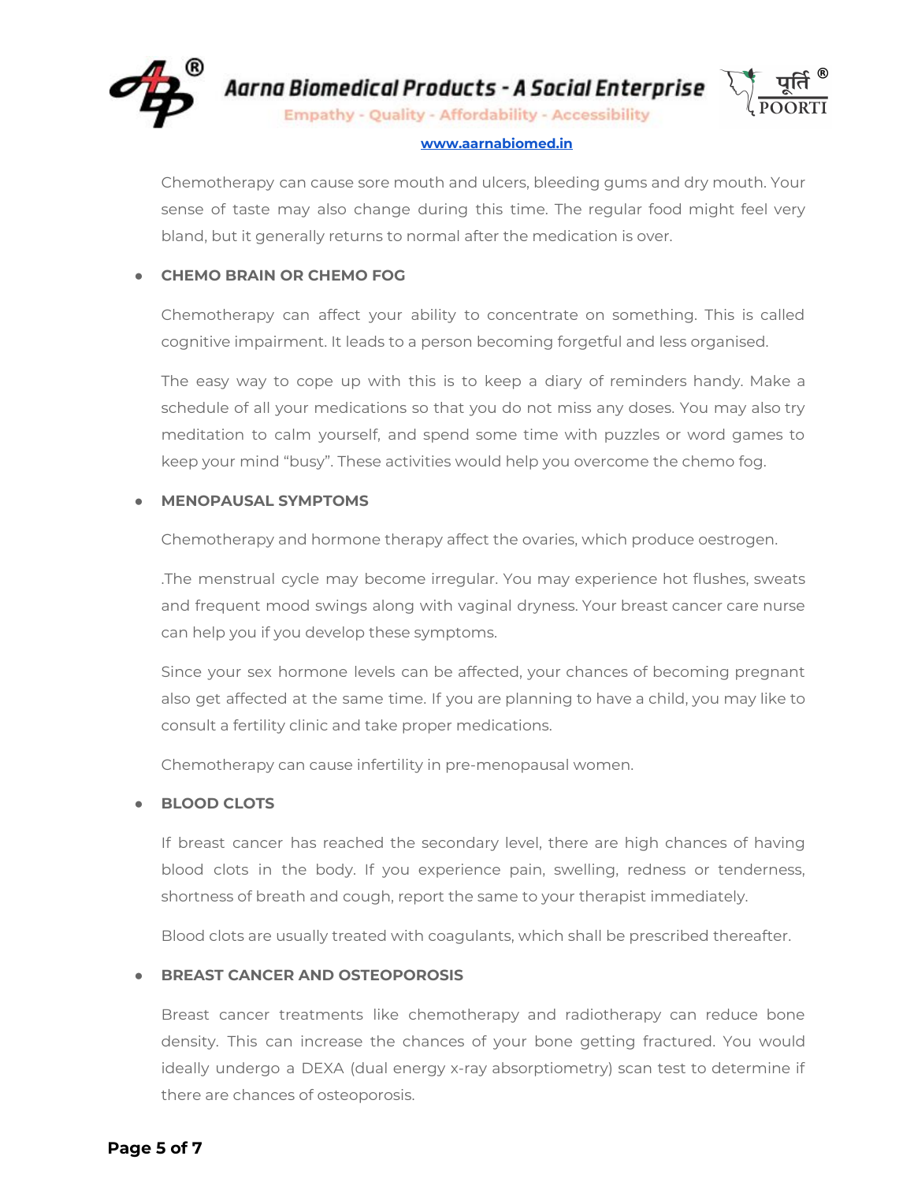Chemotherapy can cause sore mouth and ulcers, bleeding gums and dry mouth. Your sense of taste may also change during this time. The regular food might feel very bland, but it generally returns to normal after the medication is over.

- **CHEMO BRAIN OR CHEMO FOG**

  Chemotherapy can affect your ability to concentrate on something. This is called cognitive impairment. It leads to a person becoming forgetful and less organised.

  The easy way to cope up with this is to keep a diary of reminders handy. Make a schedule of all your medications so that you do not miss any doses. You may also try meditation to calm yourself, and spend some time with puzzles or word games to keep your mind "busy". These activities would help you overcome the chemo fog.

- **MENOPAUSAL SYMPTOMS**

  Chemotherapy and hormone therapy affect the ovaries, which produce oestrogen.

  .The menstrual cycle may become irregular. You may experience hot flushes, sweats and frequent mood swings along with vaginal dryness. Your breast cancer care nurse can help you if you develop these symptoms.

  Since your sex hormone levels can be affected, your chances of becoming pregnant also get affected at the same time. If you are planning to have a child, you may like to consult a fertility clinic and take proper medications.

  Chemotherapy can cause infertility in pre-menopausal women.

- **BLOOD CLOTS**

  If breast cancer has reached the secondary level, there are high chances of having blood clots in the body. If you experience pain, swelling, redness or tenderness, shortness of breath and cough, report the same to your therapist immediately.

  Blood clots are usually treated with coagulants, which shall be prescribed thereafter.

- **BREAST CANCER AND OSTEOPOROSIS**

  Breast cancer treatments like chemotherapy and radiotherapy can reduce bone density. This can increase the chances of your bone getting fractured. You would ideally undergo a DEXA (dual energy x-ray absorptiometry) scan test to determine if there are chances of osteoporosis.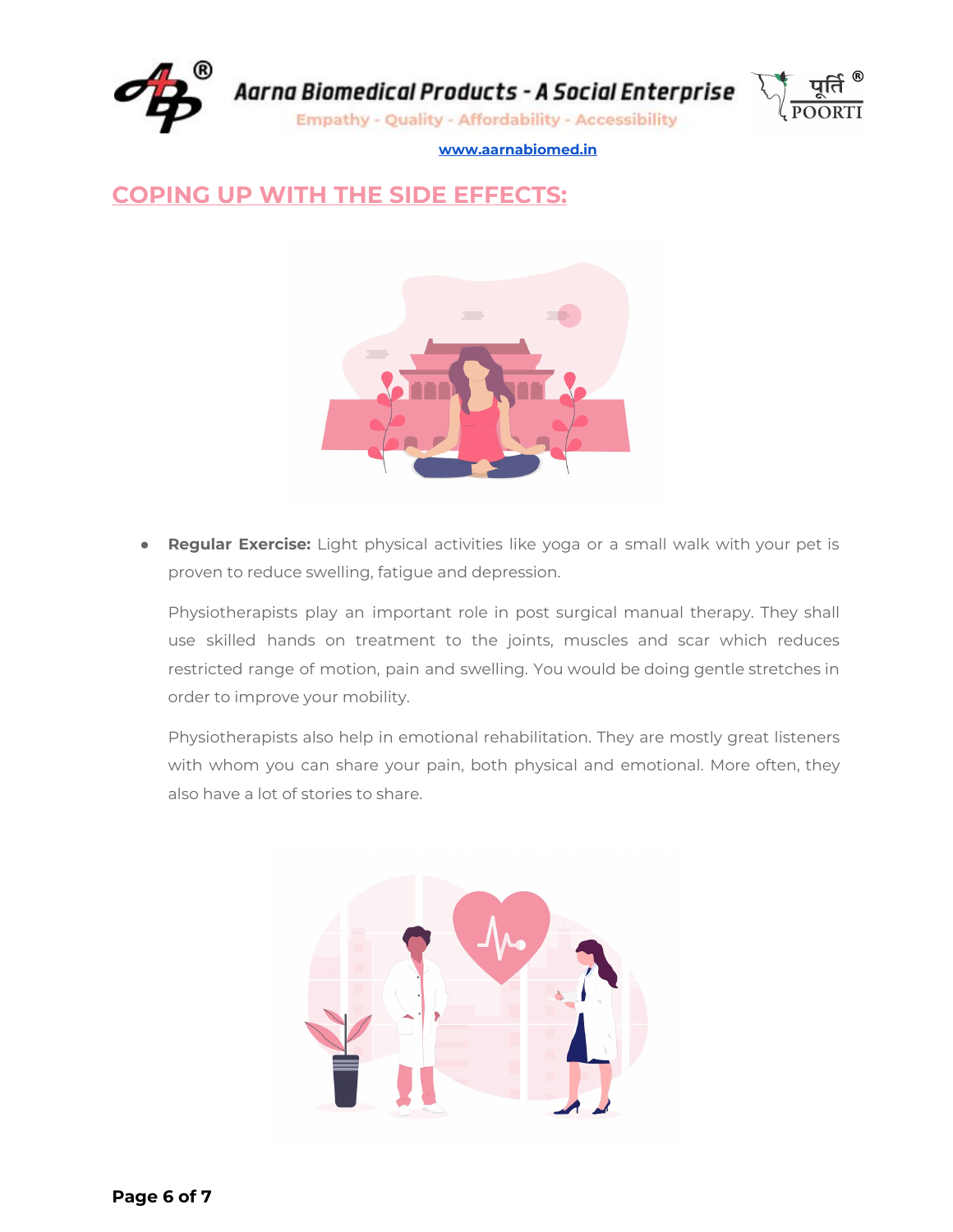## COPING UP WITH THE SIDE EFFECTS:

- **Regular Exercise:** Light physical activities like yoga or a small walk with your pet is proven to reduce swelling, fatigue and depression.

  Physiotherapists play an important role in post surgical manual therapy. They shall use skilled hands on treatment to the joints, muscles and scar which reduces restricted range of motion, pain and swelling. You would be doing gentle stretches in order to improve your mobility.

  Physiotherapists also help in emotional rehabilitation. They are mostly great listeners with whom you can share your pain, both physical and emotional. More often, they also have a lot of stories to share.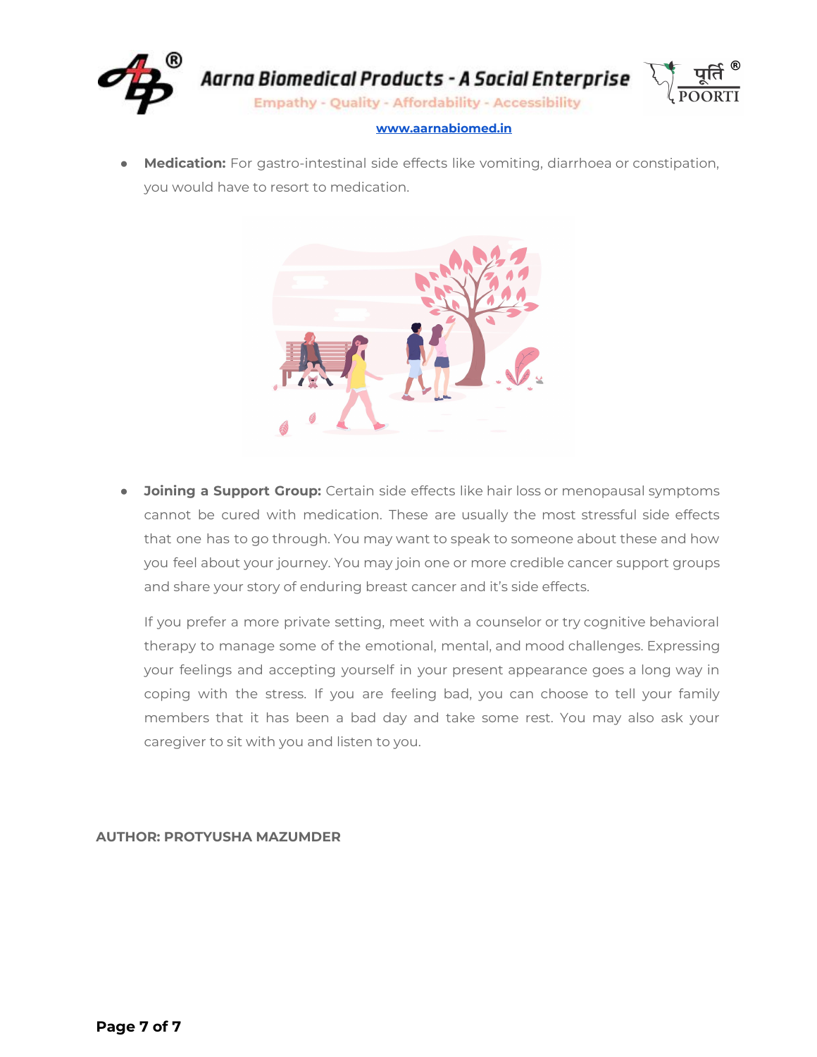- **Medication:** For gastro-intestinal side effects like vomiting, diarrhoea or constipation, you would have to resort to medication.

- **Joining a Support Group:** Certain side effects like hair loss or menopausal symptoms cannot be cured with medication. These are usually the most stressful side effects that one has to go through. You may want to speak to someone about these and how you feel about your journey. You may join one or more credible cancer support groups and share your story of enduring breast cancer and it's side effects.

  If you prefer a more private setting, meet with a counselor or try cognitive behavioral therapy to manage some of the emotional, mental, and mood challenges. Expressing your feelings and accepting yourself in your present appearance goes a long way in coping with the stress. If you are feeling bad, you can choose to tell your family members that it has been a bad day and take some rest. You may also ask your caregiver to sit with you and listen to you.

**AUTHOR: PROTYUSHA MAZUMDER**